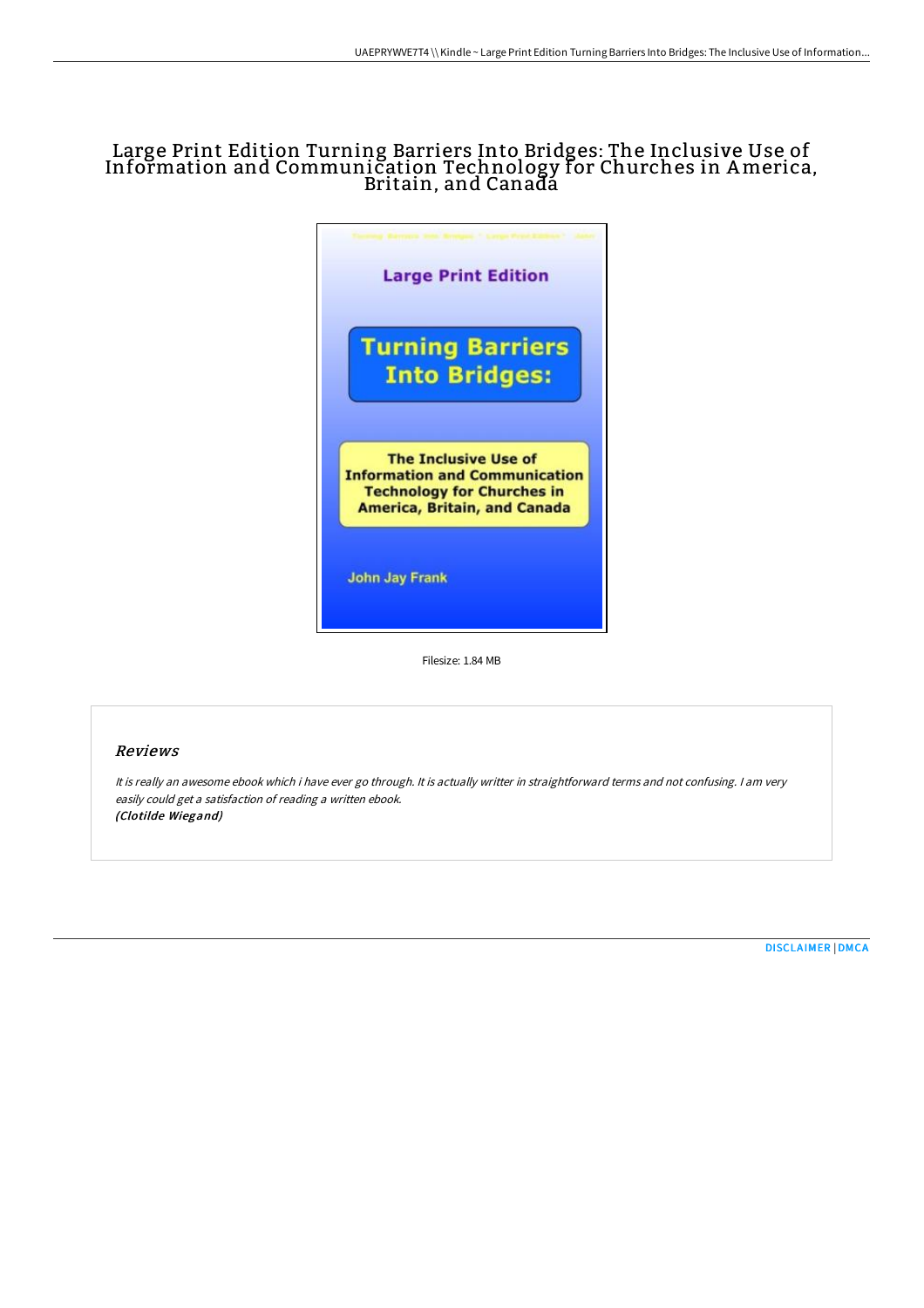# Large Print Edition Turning Barriers Into Bridges: The Inclusive Use of Information and Communication Technology for Churches in America, Britain, and Canada

Filesize: 1.84 MB

## Reviews

*It is really an awesome ebook which i have ever go through. It is actually writter in straightforward terms and not confusing. I am very easily could get a satisfaction of reading a written ebook.*
***(Clotilde Wiegand)***

[DISCLAIMER](#) | [DMCA](#)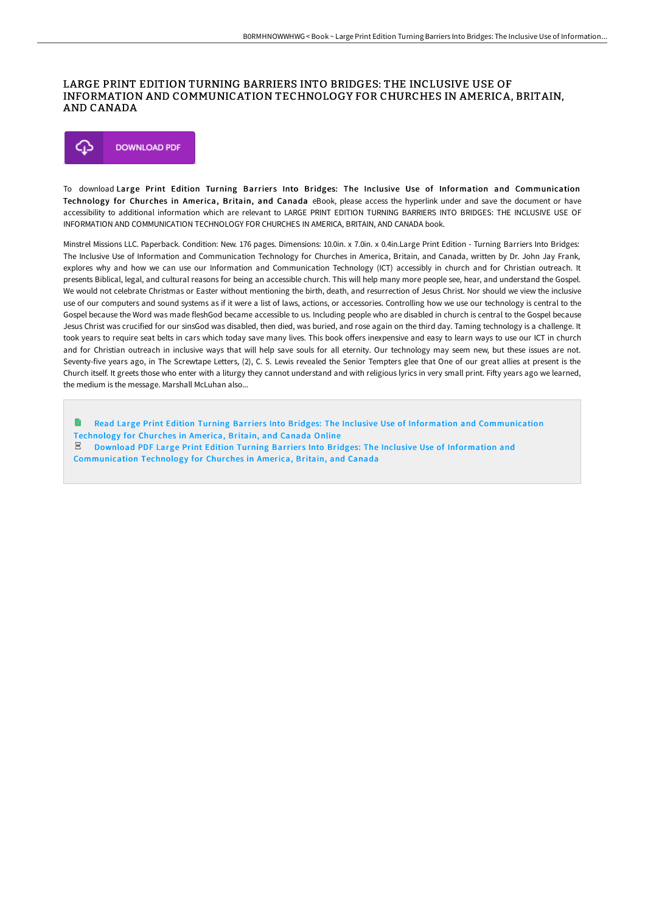# LARGE PRINT EDITION TURNING BARRIERS INTO BRIDGES: THE INCLUSIVE USE OF INFORMATION AND COMMUNICATION TECHNOLOGY FOR CHURCHES IN AMERICA, BRITAIN, AND CANADA

DOWNLOAD PDF

To download **Large Print Edition Turning Barriers Into Bridges: The Inclusive Use of Information and Communication Technology for Churches in America, Britain, and Canada** eBook, please access the hyperlink under and save the document or have accessibility to additional information which are relevant to LARGE PRINT EDITION TURNING BARRIERS INTO BRIDGES: THE INCLUSIVE USE OF INFORMATION AND COMMUNICATION TECHNOLOGY FOR CHURCHES IN AMERICA, BRITAIN, AND CANADA book.

Minstrel Missions LLC. Paperback. Condition: New. 176 pages. Dimensions: 10.0in. x 7.0in. x 0.4in.Large Print Edition - Turning Barriers Into Bridges: The Inclusive Use of Information and Communication Technology for Churches in America, Britain, and Canada, written by Dr. John Jay Frank, explores why and how we can use our Information and Communication Technology (ICT) accessibly in church and for Christian outreach. It presents Biblical, legal, and cultural reasons for being an accessible church. This will help many more people see, hear, and understand the Gospel. We would not celebrate Christmas or Easter without mentioning the birth, death, and resurrection of Jesus Christ. Nor should we view the inclusive use of our computers and sound systems as if it were a list of laws, actions, or accessories. Controlling how we use our technology is central to the Gospel because the Word was made fleshGod became accessible to us. Including people who are disabled in church is central to the Gospel because Jesus Christ was crucified for our sinsGod was disabled, then died, was buried, and rose again on the third day. Taming technology is a challenge. It took years to require seat belts in cars which today save many lives. This book offers inexpensive and easy to learn ways to use our ICT in church and for Christian outreach in inclusive ways that will help save souls for all eternity. Our technology may seem new, but these issues are not. Seventy-five years ago, in The Screwtape Letters, (2), C. S. Lewis revealed the Senior Tempters glee that One of our great allies at present is the Church itself. It greets those who enter with a liturgy they cannot understand and with religious lyrics in very small print. Fifty years ago we learned, the medium is the message. Marshall McLuhan also...

- Read Large Print Edition Turning Barriers Into Bridges: The Inclusive Use of Information and Communication Technology for Churches in America, Britain, and Canada Online
- Download PDF Large Print Edition Turning Barriers Into Bridges: The Inclusive Use of Information and Communication Technology for Churches in America, Britain, and Canada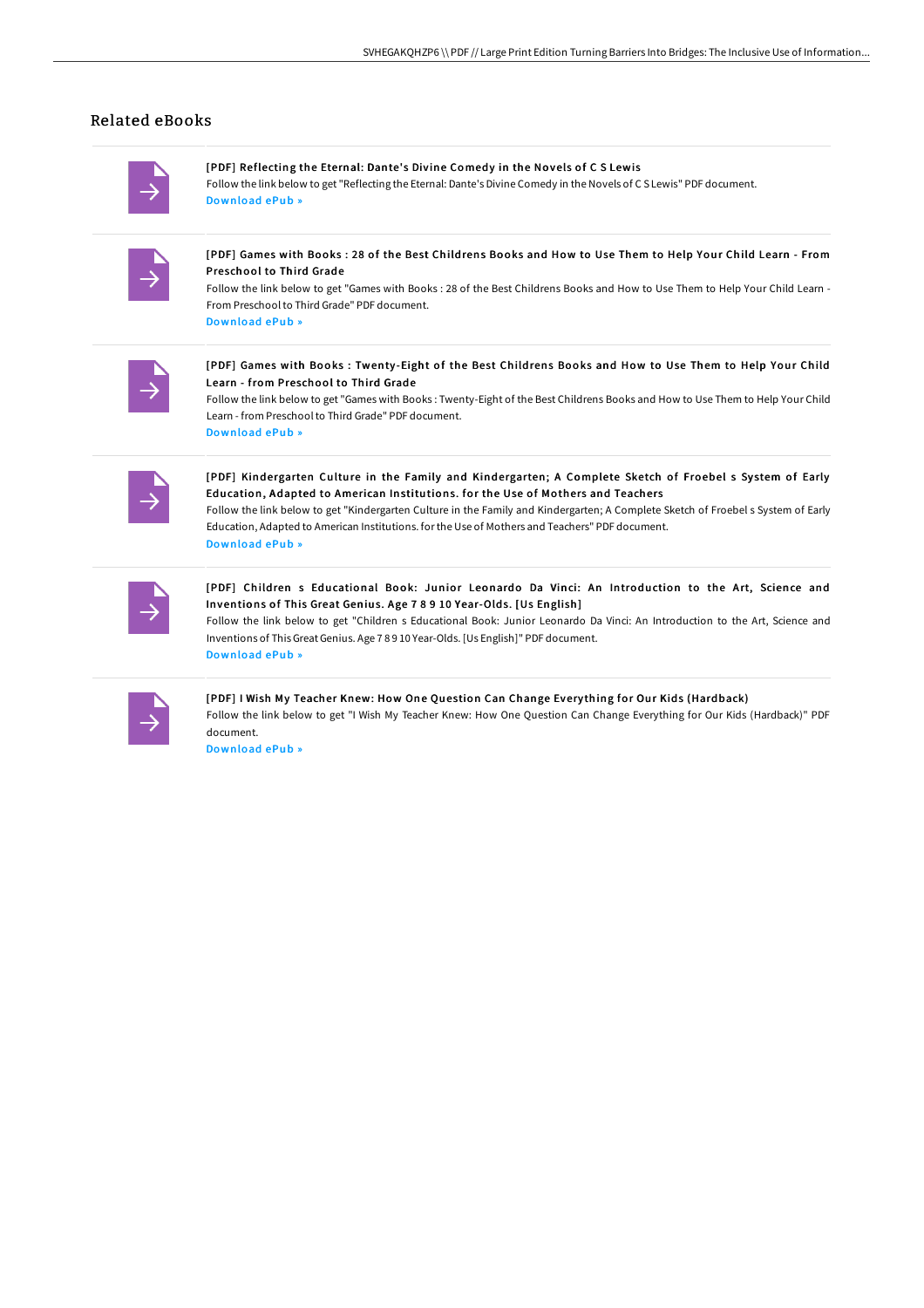## Related eBooks

[PDF] Reflecting the Eternal: Dante's Divine Comedy in the Novels of C S Lewis

Follow the link below to get "Reflecting the Eternal: Dante's Divine Comedy in the Novels of C S Lewis" PDF document.

Download ePub »

[PDF] Games with Books : 28 of the Best Childrens Books and How to Use Them to Help Your Child Learn - From Preschool to Third Grade

Follow the link below to get "Games with Books : 28 of the Best Childrens Books and How to Use Them to Help Your Child Learn - From Preschool to Third Grade" PDF document.

Download ePub »

[PDF] Games with Books : Twenty-Eight of the Best Childrens Books and How to Use Them to Help Your Child Learn - from Preschool to Third Grade

Follow the link below to get "Games with Books : Twenty-Eight of the Best Childrens Books and How to Use Them to Help Your Child Learn - from Preschool to Third Grade" PDF document.

Download ePub »

[PDF] Kindergarten Culture in the Family and Kindergarten; A Complete Sketch of Froebel s System of Early Education, Adapted to American Institutions. for the Use of Mothers and Teachers

Follow the link below to get "Kindergarten Culture in the Family and Kindergarten; A Complete Sketch of Froebel s System of Early Education, Adapted to American Institutions. for the Use of Mothers and Teachers" PDF document.

Download ePub »

[PDF] Children s Educational Book: Junior Leonardo Da Vinci: An Introduction to the Art, Science and Inventions of This Great Genius. Age 7 8 9 10 Year-Olds. [Us English]

Follow the link below to get "Children s Educational Book: Junior Leonardo Da Vinci: An Introduction to the Art, Science and Inventions of This Great Genius. Age 7 8 9 10 Year-Olds. [Us English]" PDF document.

Download ePub »

[PDF] I Wish My Teacher Knew: How One Question Can Change Everything for Our Kids (Hardback)

Follow the link below to get "I Wish My Teacher Knew: How One Question Can Change Everything for Our Kids (Hardback)" PDF document.

Download ePub »